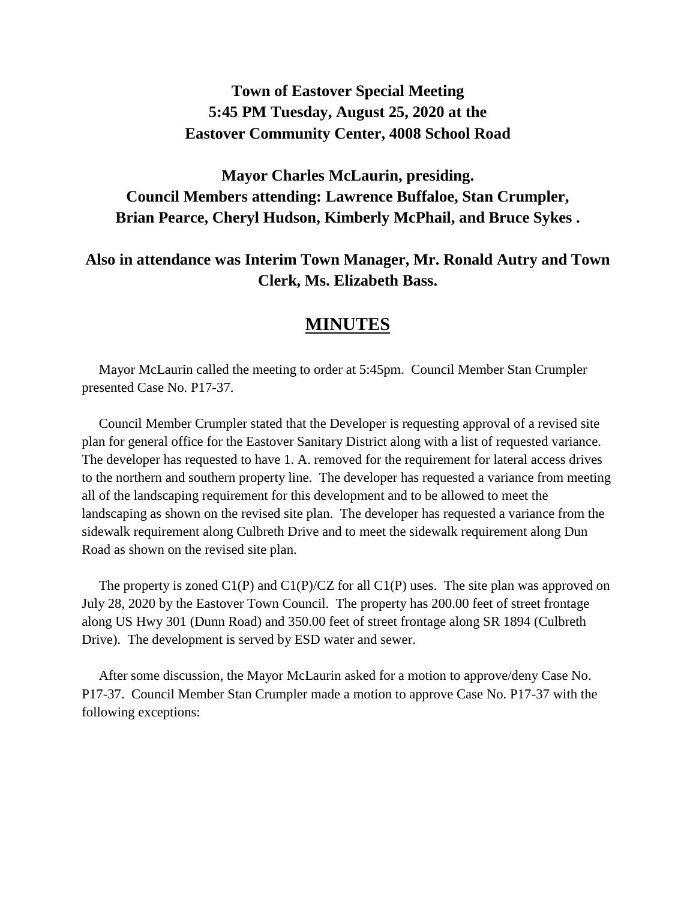**Town of Eastover Special Meeting**
**5:45 PM Tuesday, August 25, 2020 at the**
**Eastover Community Center, 4008 School Road**

**Mayor Charles McLaurin, presiding.**
**Council Members attending: Lawrence Buffaloe, Stan Crumpler, Brian Pearce, Cheryl Hudson, Kimberly McPhail, and Bruce Sykes .**

**Also in attendance was Interim Town Manager, Mr. Ronald Autry and Town Clerk, Ms. Elizabeth Bass.**

## MINUTES

Mayor McLaurin called the meeting to order at 5:45pm. Council Member Stan Crumpler presented Case No. P17-37.

Council Member Crumpler stated that the Developer is requesting approval of a revised site plan for general office for the Eastover Sanitary District along with a list of requested variance. The developer has requested to have 1. A. removed for the requirement for lateral access drives to the northern and southern property line. The developer has requested a variance from meeting all of the landscaping requirement for this development and to be allowed to meet the landscaping as shown on the revised site plan. The developer has requested a variance from the sidewalk requirement along Culbreth Drive and to meet the sidewalk requirement along Dun Road as shown on the revised site plan.

The property is zoned C1(P) and C1(P)/CZ for all C1(P) uses. The site plan was approved on July 28, 2020 by the Eastover Town Council. The property has 200.00 feet of street frontage along US Hwy 301 (Dunn Road) and 350.00 feet of street frontage along SR 1894 (Culbreth Drive). The development is served by ESD water and sewer.

After some discussion, the Mayor McLaurin asked for a motion to approve/deny Case No. P17-37. Council Member Stan Crumpler made a motion to approve Case No. P17-37 with the following exceptions: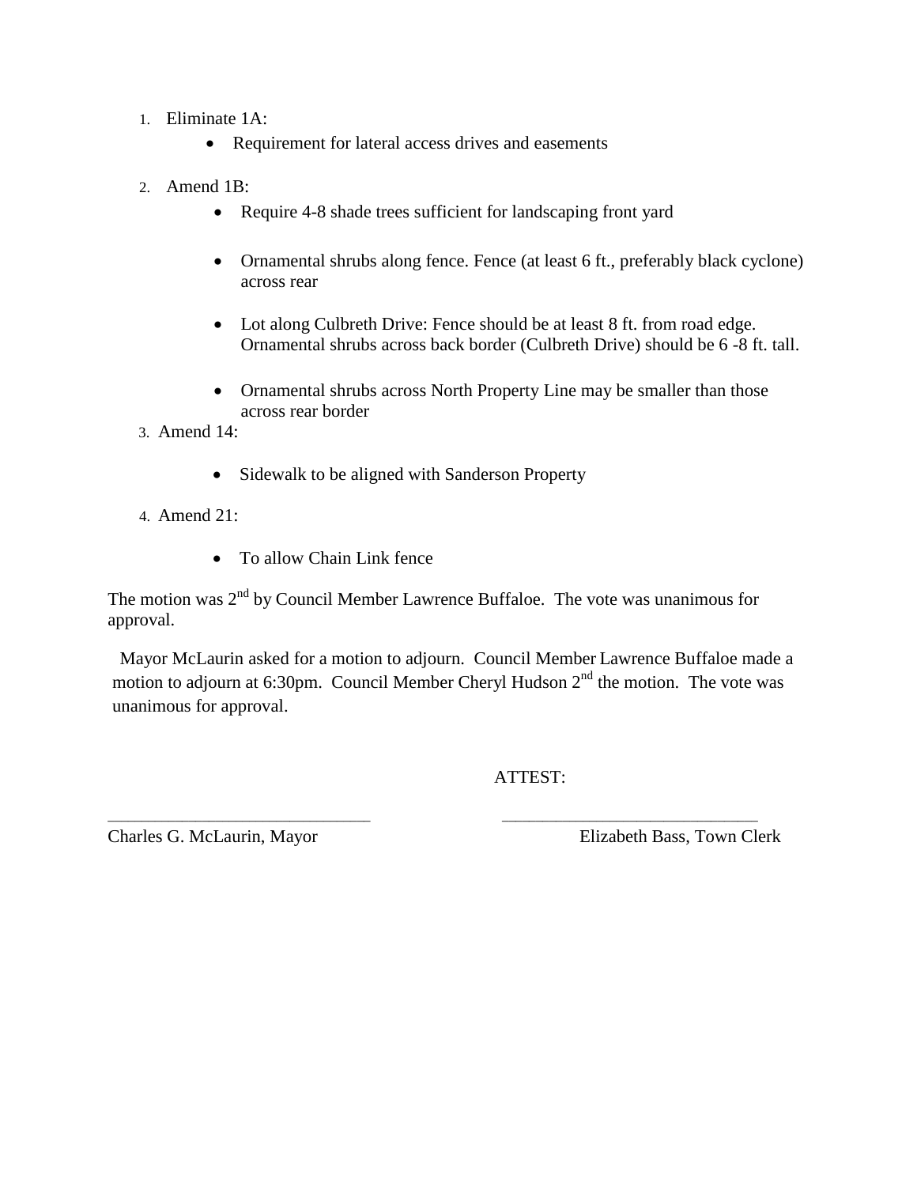1. Eliminate 1A:
    - Requirement for lateral access drives and easements

2. Amend 1B:
    - Require 4-8 shade trees sufficient for landscaping front yard
    - Ornamental shrubs along fence. Fence (at least 6 ft., preferably black cyclone) across rear
    - Lot along Culbreth Drive: Fence should be at least 8 ft. from road edge. Ornamental shrubs across back border (Culbreth Drive) should be 6 -8 ft. tall.
    - Ornamental shrubs across North Property Line may be smaller than those across rear border

3. Amend 14:
    - Sidewalk to be aligned with Sanderson Property

4. Amend 21:
    - To allow Chain Link fence

The motion was 2nd by Council Member Lawrence Buffaloe. The vote was unanimous for approval.

Mayor McLaurin asked for a motion to adjourn. Council Member Lawrence Buffaloe made a motion to adjourn at 6:30pm. Council Member Cheryl Hudson 2nd the motion. The vote was unanimous for approval.

ATTEST:

______________________________ ______________________________

Charles G. McLaurin, Mayor Elizabeth Bass, Town Clerk